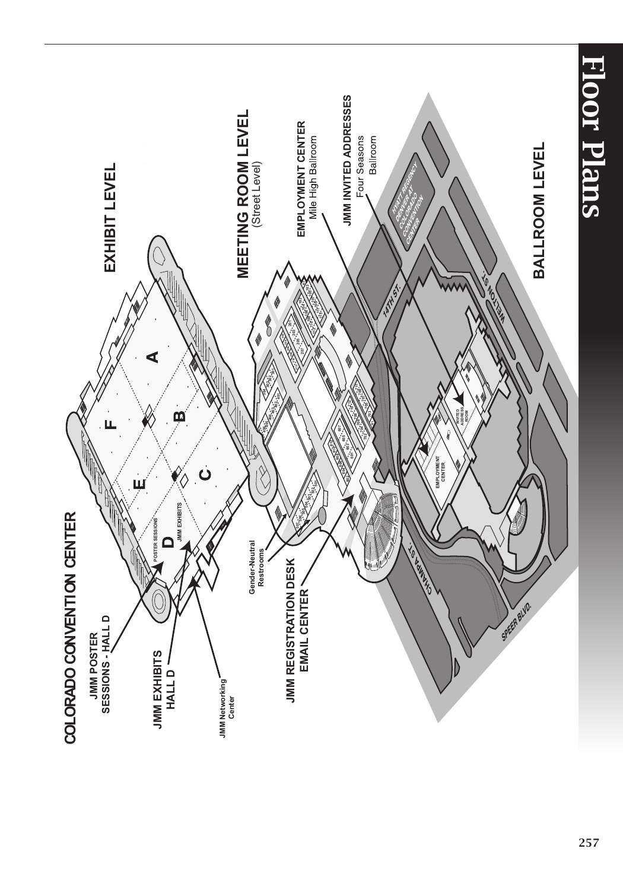# Floor Plans

## COLORADO CONVENTION CENTER

### EXHIBIT LEVEL

JMM POSTER SESSIONS - HALL D

JMM EXHIBITS HALL D

JMM Networking Center

POSTER SESSIONS

JMM EXHIBITS

A B C D E F

### MEETING ROOM LEVEL
(Street Level)

Gender-Neutral Restrooms

JMM REGISTRATION DESK

EMAIL CENTER

### BALLROOM LEVEL

EMPLOYMENT CENTER
Mile High Ballroom

JMM INVITED ADDRESSES
Four Seasons Ballroom

HYATT REGENCY DENVER AT COLORADO CONVENTION CENTER

14TH ST.

WELTON ST.

CHAMPA ST.

SPEER BLVD.

EMPLOYMENT CENTER

INVITED ADDRESS ROOM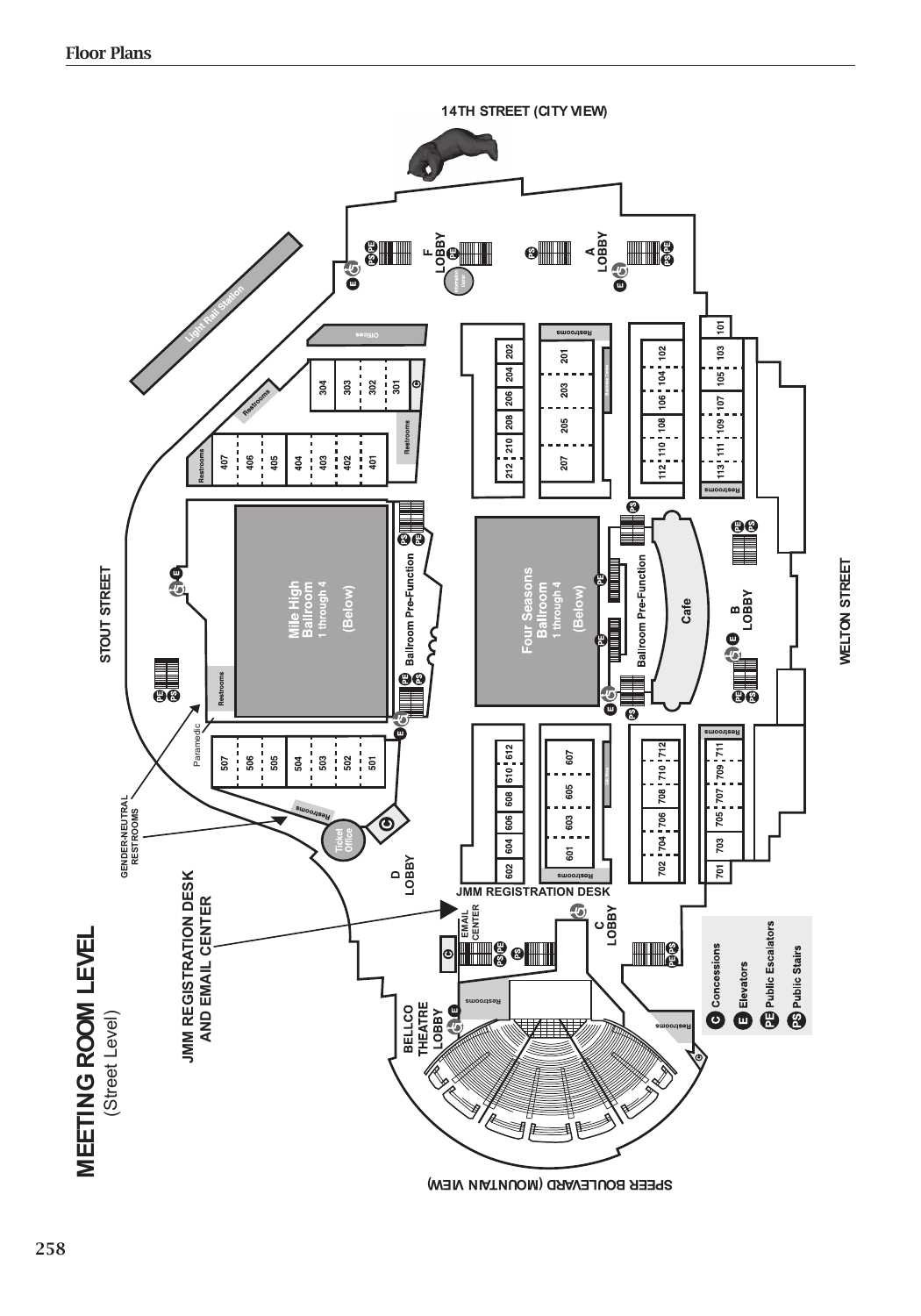## Floor Plans

# MEETING ROOM LEVEL
(Street Level)

JMM REGISTRATION DESK AND EMAIL CENTER

GENDER-NEUTRAL RESTROOMS

14TH STREET (CITY VIEW)

STOUT STREET

WELTON STREET

SPEER BOULEVARD (MOUNTAIN VIEW)

Light Rail Station

F LOBBY

A LOBBY

B LOBBY

C LOBBY

D LOBBY

BELLCO THEATRE LOBBY

Offices

Restrooms

Paramedic

Ticket Office

Mile High Ballroom 1 through 4 (Below)

Four Seasons Ballroom 1 through 4 (Below)

Ballroom Pre-Function

Cafe

JMM REGISTRATION DESK

EMAIL CENTER

Rooms: 101, 102, 103, 104, 105, 106, 107, 108, 109, 110, 111, 112, 113

Rooms: 201, 202, 203, 204, 205, 206, 207, 208, 210, 212

Rooms: 301, 302, 303, 304

Rooms: 401, 402, 403, 404, 405, 406, 407

Rooms: 501, 502, 503, 504, 505, 506, 507

Rooms: 601, 602, 603, 604, 605, 606, 607, 608, 610, 612

Rooms: 701, 702, 703, 704, 705, 706, 707, 708, 709, 710, 711, 712

- C Concessions
- E Elevators
- PE Public Escalators
- PS Public Stairs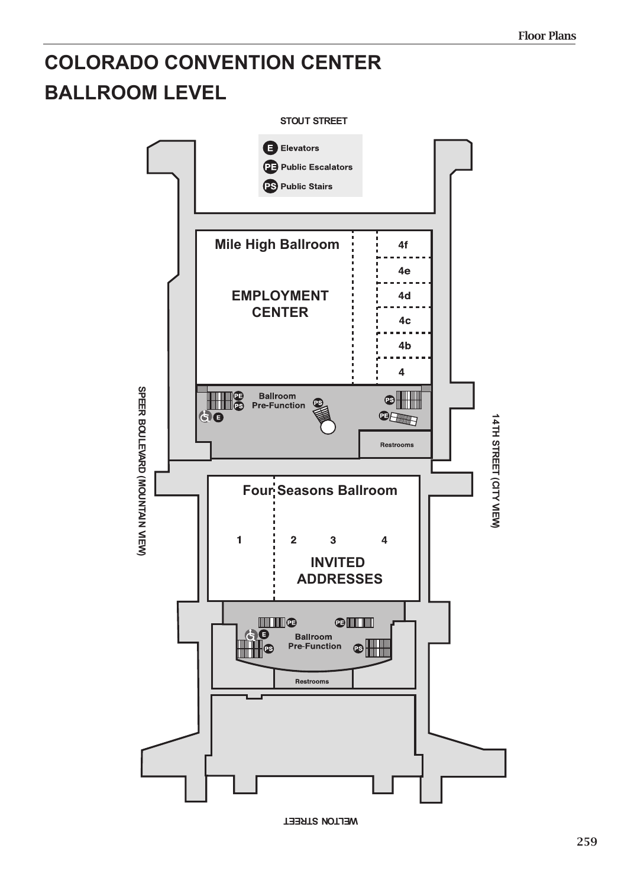# COLORADO CONVENTION CENTER

# BALLROOM LEVEL

STOUT STREET

- **E** Elevators
- **PE** Public Escalators
- **PS** Public Stairs

Mile High Ballroom

EMPLOYMENT CENTER

4f

4e

4d

4c

4b

4

Ballroom Pre-Function

PE PS E PS PS PE

Restrooms

SPEER BOULEVARD (MOUNTAIN VIEW)

14TH STREET (CITY VIEW)

Four Seasons Ballroom

1 2 3 4

INVITED ADDRESSES

PE PE E PS PS

Ballroom Pre-Function

Restrooms

WELTON STREET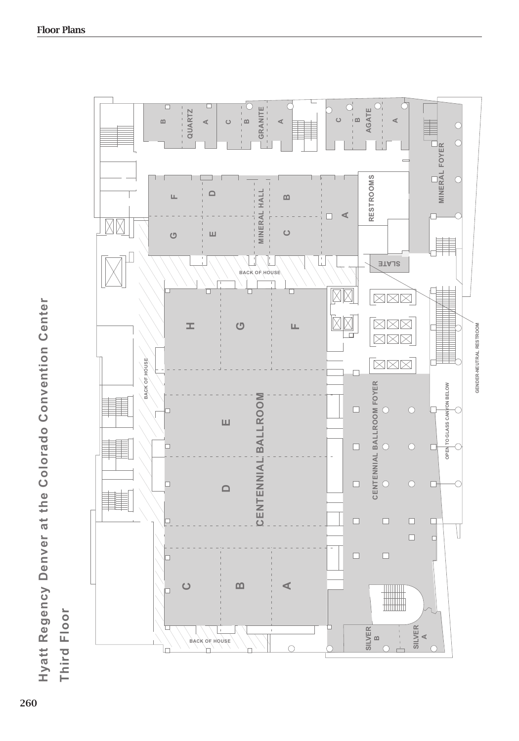# Hyatt Regency Denver at the Colorado Convention Center

## Third Floor

QUARTZ B A

GRANITE C B A

AGATE C B A

MINERAL FOYER

RESTROOMS

MINERAL HALL F D B G E C A

SLATE

BACK OF HOUSE

GENDER-NEUTRAL RESTROOM

CENTENNIAL BALLROOM H G F E D C B A

BACK OF HOUSE

CENTENNIAL BALLROOM FOYER

OPEN TO GLASS CANYON BELOW

SILVER B

SILVER A

BACK OF HOUSE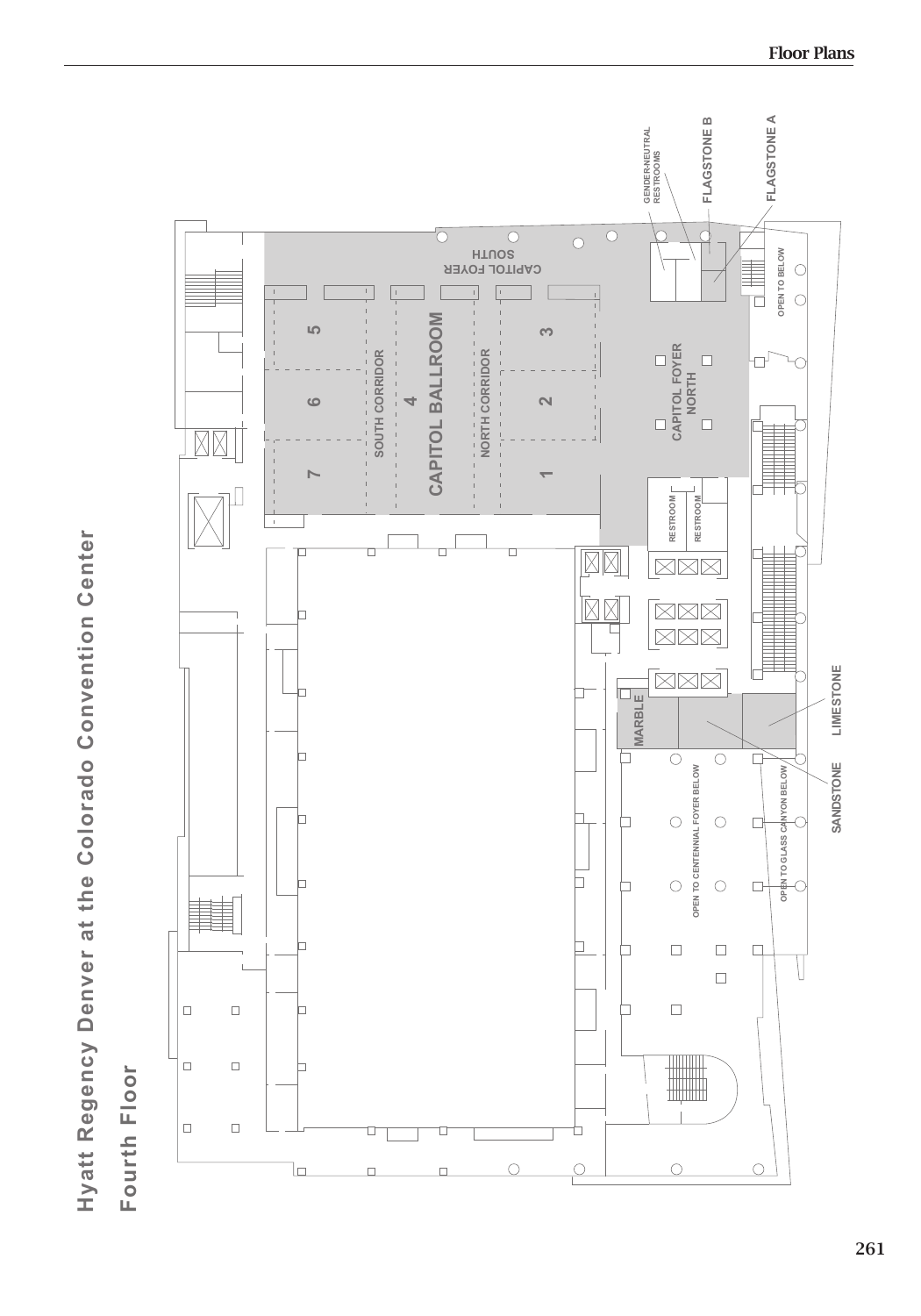# Hyatt Regency Denver at the Colorado Convention Center

## Fourth Floor

CAPITOL FOYER SOUTH

CAPITOL BALLROOM

5
6
7
4
3
2
1

SOUTH CORRIDOR

NORTH CORRIDOR

CAPITOL FOYER NORTH

GENDER-NEUTRAL RESTROOMS

FLAGSTONE B

FLAGSTONE A

OPEN TO BELOW

RESTROOM

RESTROOM

MARBLE

LIMESTONE

SANDSTONE

OPEN TO CENTENNIAL FOYER BELOW

OPEN TO GLASS CANYON BELOW